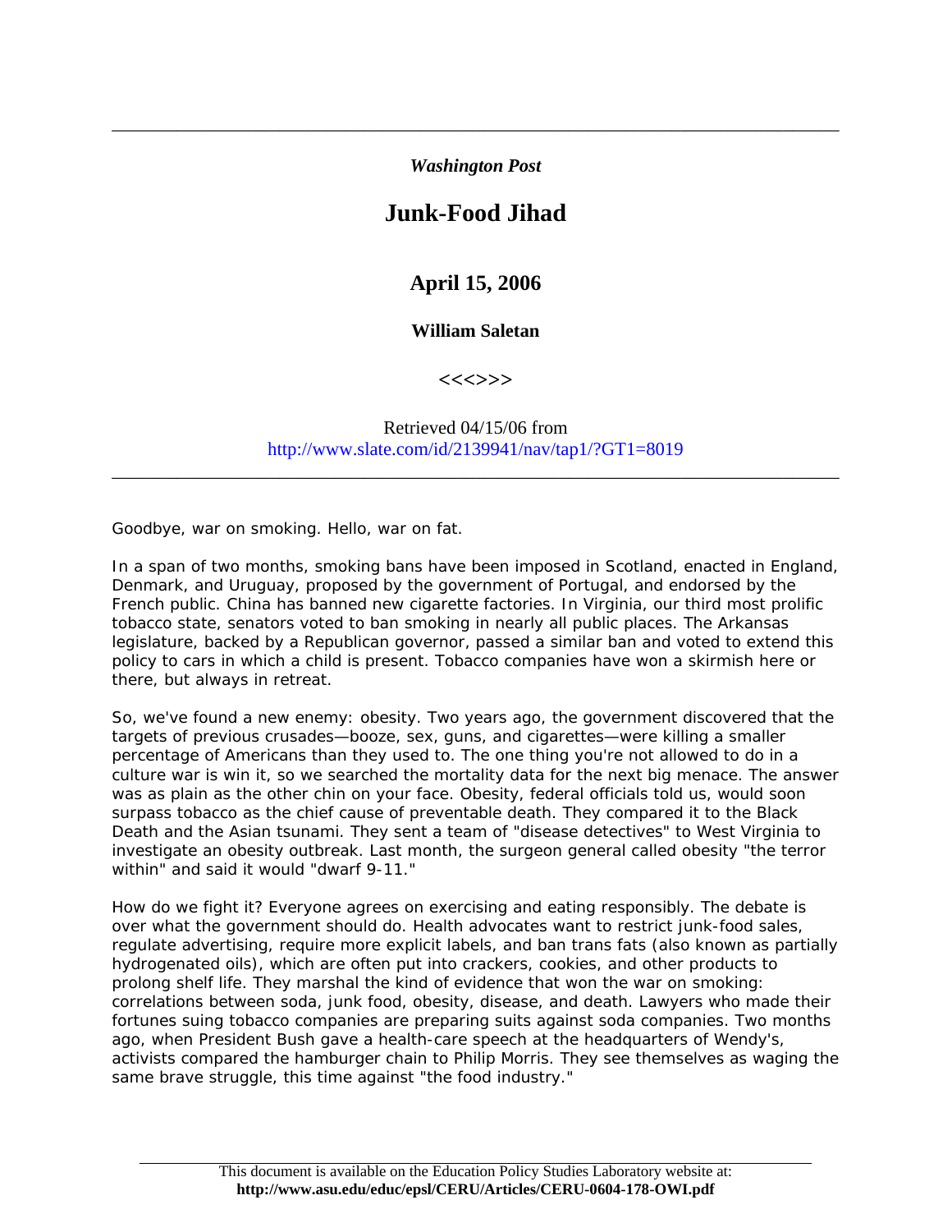*Washington Post*

# Junk-Food Jihad

## April 15, 2006

### William Saletan

<<<>>>

Retrieved 04/15/06 from
http://www.slate.com/id/2139941/nav/tap1/?GT1=8019

---

Goodbye, war on smoking. Hello, war on fat.

In a span of two months, smoking bans have been imposed in Scotland, enacted in England, Denmark, and Uruguay, proposed by the government of Portugal, and endorsed by the French public. China has banned new cigarette factories. In Virginia, our third most prolific tobacco state, senators voted to ban smoking in nearly all public places. The Arkansas legislature, backed by a Republican governor, passed a similar ban and voted to extend this policy to cars in which a child is present. Tobacco companies have won a skirmish here or there, but always in retreat.

So, we've found a new enemy: obesity. Two years ago, the government discovered that the targets of previous crusades—booze, sex, guns, and cigarettes—were killing a smaller percentage of Americans than they used to. The one thing you're not allowed to do in a culture war is win it, so we searched the mortality data for the next big menace. The answer was as plain as the other chin on your face. Obesity, federal officials told us, would soon surpass tobacco as the chief cause of preventable death. They compared it to the Black Death and the Asian tsunami. They sent a team of "disease detectives" to West Virginia to investigate an obesity outbreak. Last month, the surgeon general called obesity "the terror within" and said it would "dwarf 9-11."

How do we fight it? Everyone agrees on exercising and eating responsibly. The debate is over what the government should do. Health advocates want to restrict junk-food sales, regulate advertising, require more explicit labels, and ban trans fats (also known as partially hydrogenated oils), which are often put into crackers, cookies, and other products to prolong shelf life. They marshal the kind of evidence that won the war on smoking: correlations between soda, junk food, obesity, disease, and death. Lawyers who made their fortunes suing tobacco companies are preparing suits against soda companies. Two months ago, when President Bush gave a health-care speech at the headquarters of Wendy's, activists compared the hamburger chain to Philip Morris. They see themselves as waging the same brave struggle, this time against "the food industry."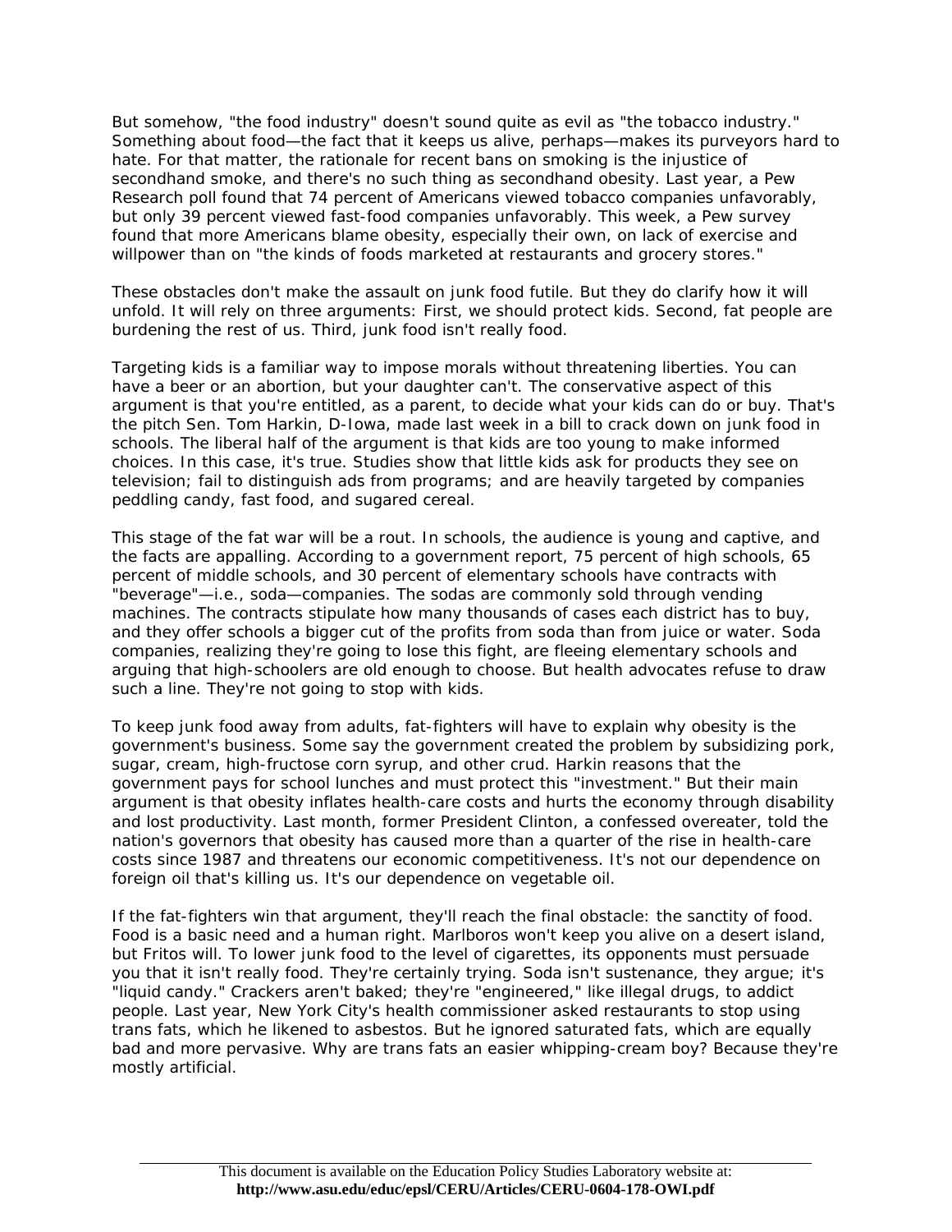But somehow, "the food industry" doesn't sound quite as evil as "the tobacco industry." Something about food—the fact that it keeps us alive, perhaps—makes its purveyors hard to hate. For that matter, the rationale for recent bans on smoking is the injustice of secondhand smoke, and there's no such thing as secondhand obesity. Last year, a Pew Research poll found that 74 percent of Americans viewed tobacco companies unfavorably, but only 39 percent viewed fast-food companies unfavorably. This week, a Pew survey found that more Americans blame obesity, especially their own, on lack of exercise and willpower than on "the kinds of foods marketed at restaurants and grocery stores."

These obstacles don't make the assault on junk food futile. But they do clarify how it will unfold. It will rely on three arguments: First, we should protect kids. Second, fat people are burdening the rest of us. Third, junk food isn't really food.

Targeting kids is a familiar way to impose morals without threatening liberties. You can have a beer or an abortion, but your daughter can't. The conservative aspect of this argument is that you're entitled, as a parent, to decide what your kids can do or buy. That's the pitch Sen. Tom Harkin, D-Iowa, made last week in a bill to crack down on junk food in schools. The liberal half of the argument is that kids are too young to make informed choices. In this case, it's true. Studies show that little kids ask for products they see on television; fail to distinguish ads from programs; and are heavily targeted by companies peddling candy, fast food, and sugared cereal.

This stage of the fat war will be a rout. In schools, the audience is young and captive, and the facts are appalling. According to a government report, 75 percent of high schools, 65 percent of middle schools, and 30 percent of elementary schools have contracts with "beverage"—i.e., soda—companies. The sodas are commonly sold through vending machines. The contracts stipulate how many thousands of cases each district has to buy, and they offer schools a bigger cut of the profits from soda than from juice or water. Soda companies, realizing they're going to lose this fight, are fleeing elementary schools and arguing that high-schoolers are old enough to choose. But health advocates refuse to draw such a line. They're not going to stop with kids.

To keep junk food away from adults, fat-fighters will have to explain why obesity is the government's business. Some say the government created the problem by subsidizing pork, sugar, cream, high-fructose corn syrup, and other crud. Harkin reasons that the government pays for school lunches and must protect this "investment." But their main argument is that obesity inflates health-care costs and hurts the economy through disability and lost productivity. Last month, former President Clinton, a confessed overeater, told the nation's governors that obesity has caused more than a quarter of the rise in health-care costs since 1987 and threatens our economic competitiveness. It's not our dependence on foreign oil that's killing us. It's our dependence on vegetable oil.

If the fat-fighters win that argument, they'll reach the final obstacle: the sanctity of food. Food is a basic need and a human right. Marlboros won't keep you alive on a desert island, but Fritos will. To lower junk food to the level of cigarettes, its opponents must persuade you that it isn't really food. They're certainly trying. Soda isn't sustenance, they argue; it's "liquid candy." Crackers aren't baked; they're "engineered," like illegal drugs, to addict people. Last year, New York City's health commissioner asked restaurants to stop using trans fats, which he likened to asbestos. But he ignored saturated fats, which are equally bad and more pervasive. Why are trans fats an easier whipping-cream boy? Because they're mostly artificial.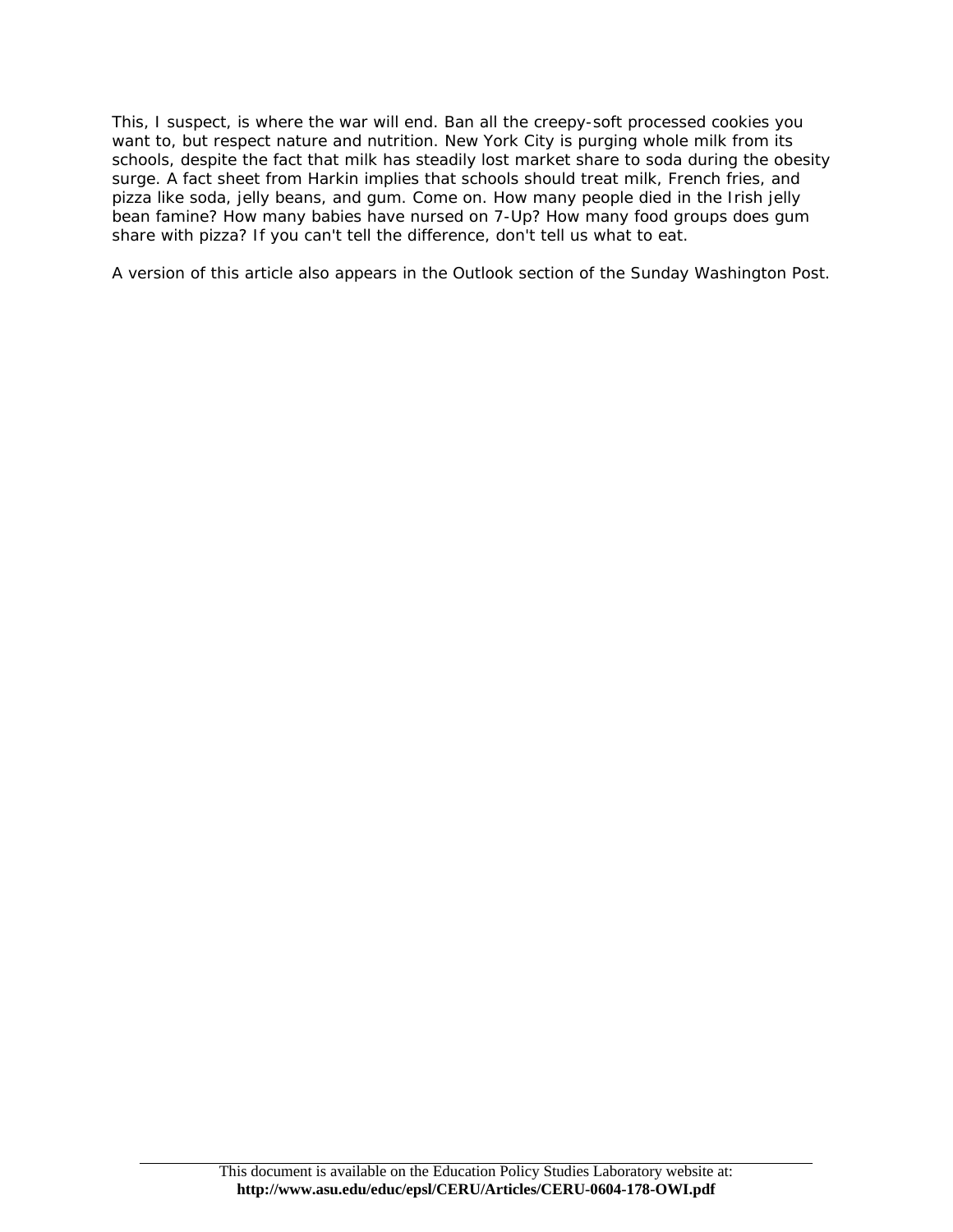This, I suspect, is where the war will end. Ban all the creepy-soft processed cookies you want to, but respect nature and nutrition. New York City is purging whole milk from its schools, despite the fact that milk has steadily lost market share to soda during the obesity surge. A fact sheet from Harkin implies that schools should treat milk, French fries, and pizza like soda, jelly beans, and gum. Come on. How many people died in the Irish jelly bean famine? How many babies have nursed on 7-Up? How many food groups does gum share with pizza? If you can't tell the difference, don't tell us what to eat.

A version of this article also appears in the Outlook section of the Sunday Washington Post.